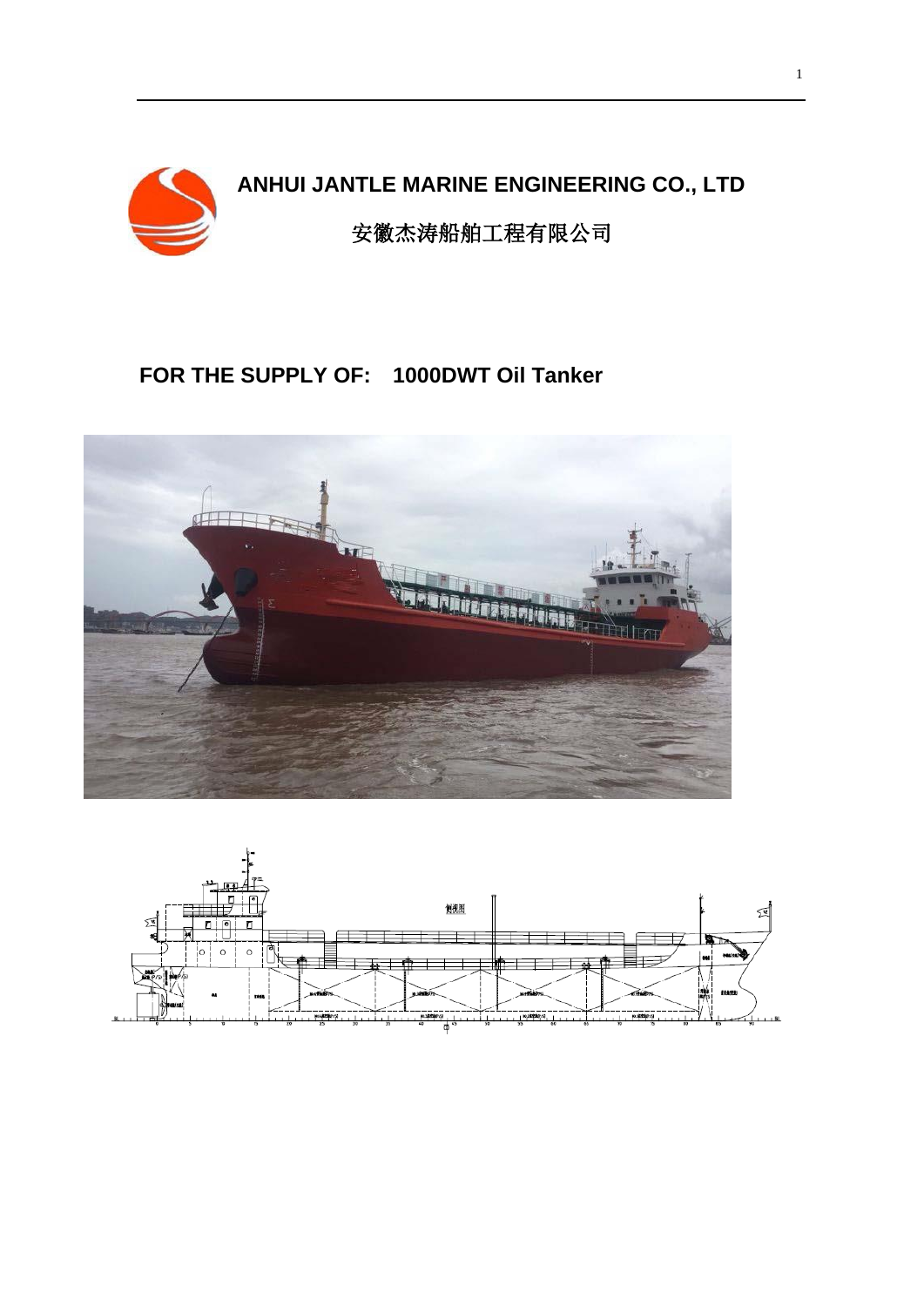# ANHUI JANTLE MARINE ENGINEERING CO., LTD

# 安徽杰涛船舶工程有限公司

## FOR THE SUPPLY OF: 1000DWT Oil Tanker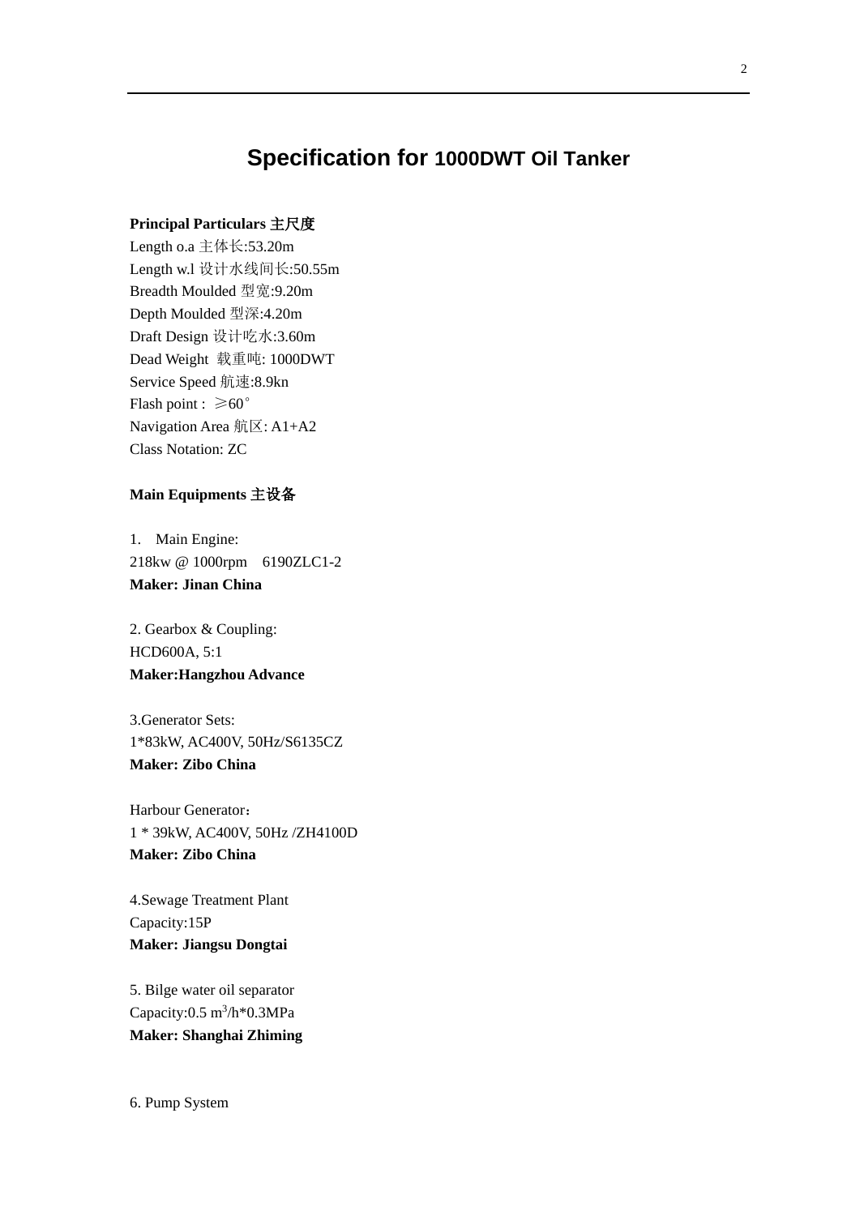# Specification for 1000DWT Oil Tanker

**Principal Particulars 主尺度**

Length o.a 主体长:53.20m
Length w.l 设计水线间长:50.55m
Breadth Moulded 型宽:9.20m
Depth Moulded 型深:4.20m
Draft Design 设计吃水:3.60m
Dead Weight 载重吨: 1000DWT
Service Speed 航速:8.9kn
Flash point : ≥60°
Navigation Area 航区: A1+A2
Class Notation: ZC

**Main Equipments 主设备**

1. Main Engine:
218kw @ 1000rpm 6190ZLC1-2
**Maker: Jinan China**

2. Gearbox & Coupling:
HCD600A, 5:1
**Maker:Hangzhou Advance**

3.Generator Sets:
1*83kW, AC400V, 50Hz/S6135CZ
**Maker: Zibo China**

Harbour Generator：
1 * 39kW, AC400V, 50Hz /ZH4100D
**Maker: Zibo China**

4.Sewage Treatment Plant
Capacity:15P
**Maker: Jiangsu Dongtai**

5. Bilge water oil separator
Capacity:0.5 $m^3$/h*0.3MPa
**Maker: Shanghai Zhiming**

6. Pump System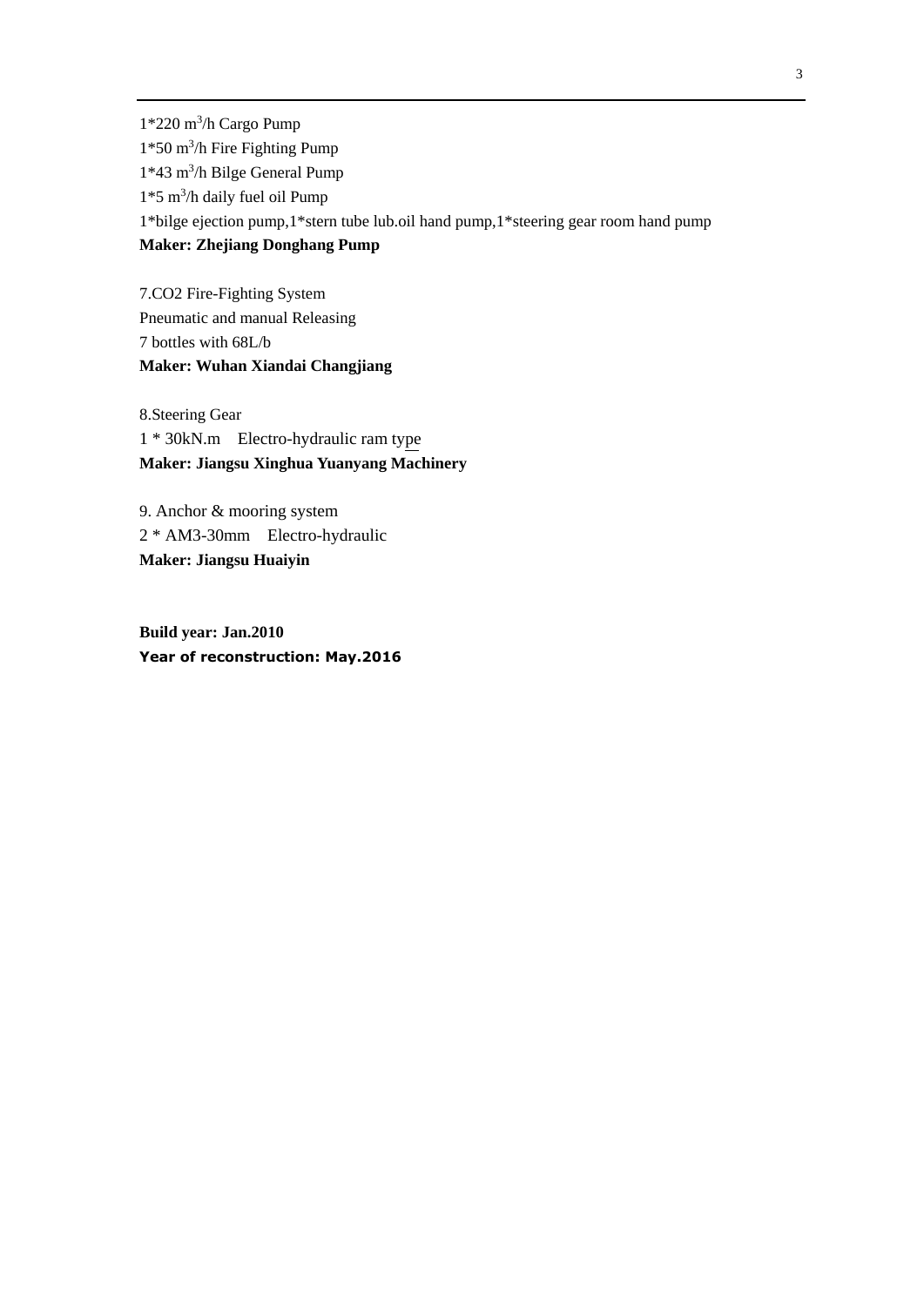1*220 $m^3$/h Cargo Pump
1*50 $m^3$/h Fire Fighting Pump
1*43 $m^3$/h Bilge General Pump
1*5 $m^3$/h daily fuel oil Pump
1*bilge ejection pump,1*stern tube lub.oil hand pump,1*steering gear room hand pump
**Maker: Zhejiang Donghang Pump**

7.CO2 Fire-Fighting System
Pneumatic and manual Releasing
7 bottles with 68L/b
**Maker: Wuhan Xiandai Changjiang**

8.Steering Gear
1 * 30kN.m Electro-hydraulic ram type
**Maker: Jiangsu Xinghua Yuanyang Machinery**

9. Anchor & mooring system
2 * AM3-30mm Electro-hydraulic
**Maker: Jiangsu Huaiyin**

**Build year: Jan.2010**
**Year of reconstruction: May.2016**